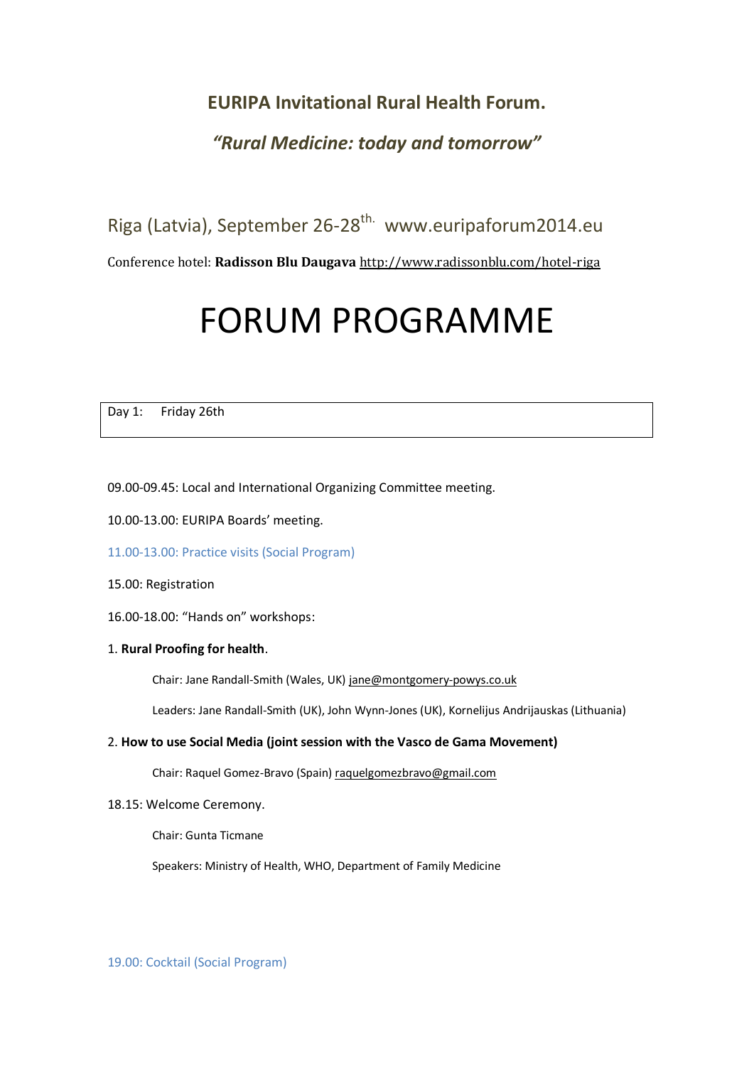# EURIPA Invitational Rural Health Forum.

## *"Rural Medicine: today and tomorrow"*

Riga (Latvia), September 26-28th. www.euripaforum2014.eu

Conference hotel: **Radisson Blu Daugava** http://www.radissonblu.com/hotel-riga

# FORUM PROGRAMME

| Day 1: Friday 26th |
|---|

09.00-09.45: Local and International Organizing Committee meeting.

10.00-13.00: EURIPA Boards' meeting.

11.00-13.00: Practice visits (Social Program)

15.00: Registration

16.00-18.00: "Hands on" workshops:

1. **Rural Proofing for health**.

   Chair: Jane Randall-Smith (Wales, UK) jane@montgomery-powys.co.uk

   Leaders: Jane Randall-Smith (UK), John Wynn-Jones (UK), Kornelijus Andrijauskas (Lithuania)

2. **How to use Social Media (joint session with the Vasco de Gama Movement)**

   Chair: Raquel Gomez-Bravo (Spain) raquelgomezbravo@gmail.com

18.15: Welcome Ceremony.

   Chair: Gunta Ticmane

   Speakers: Ministry of Health, WHO, Department of Family Medicine

19.00: Cocktail (Social Program)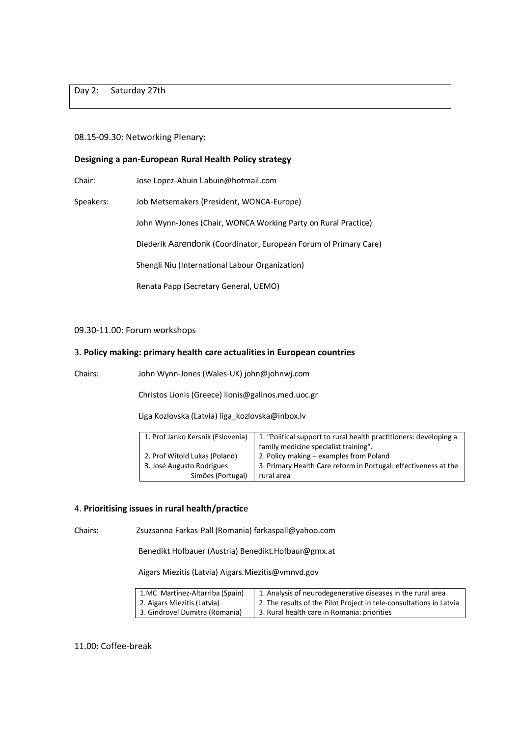Day 2: Saturday 27th

08.15-09.30: Networking Plenary:

**Designing a pan-European Rural Health Policy strategy**

Chair: Jose Lopez-Abuin l.abuin@hotmail.com

Speakers: Job Metsemakers (President, WONCA-Europe)

John Wynn-Jones (Chair, WONCA Working Party on Rural Practice)

Diederik Aarendonk (Coordinator, European Forum of Primary Care)

Shengli Niu (International Labour Organization)

Renata Papp (Secretary General, UEMO)

09.30-11.00: Forum workshops

3. **Policy making: primary health care actualities in European countries**

Chairs: John Wynn-Jones (Wales-UK) john@johnwj.com

Christos Lionis (Greece) lionis@galinos.med.uoc.gr

Liga Kozlovska (Latvia) liga_kozlovska@inbox.lv

| | |
|---|---|
| 1. Prof Janko Kersnik (Eslovenia) | 1. "Political support to rural health practitioners: developing a family medicine specialist training". |
| 2. Prof Witold Lukas (Poland) | 2. Policy making – examples from Poland |
| 3. José Augusto Rodrigues Simões (Portugal) | 3. Primary Health Care reform in Portugal: effectiveness at the rural area |

4. **Prioritising issues in rural health/practic**e

Chairs: Zsuzsanna Farkas-Pall (Romania) farkaspall@yahoo.com

Benedikt Hofbauer (Austria) Benedikt.Hofbaur@gmx.at

Aigars Miezitis (Latvia) Aigars.Miezitis@vmnvd.gov

| | |
|---|---|
| 1.MC Martinez-Altarriba (Spain) | 1. Analysis of neurodegenerative diseases in the rural area |
| 2. Aigars Miezitis (Latvia) | 2. The results of the Pilot Project in tele-consultations in Latvia |
| 3. Gindrovel Dumitra (Romania) | 3. Rural health care in Romania: priorities |

11.00: Coffee-break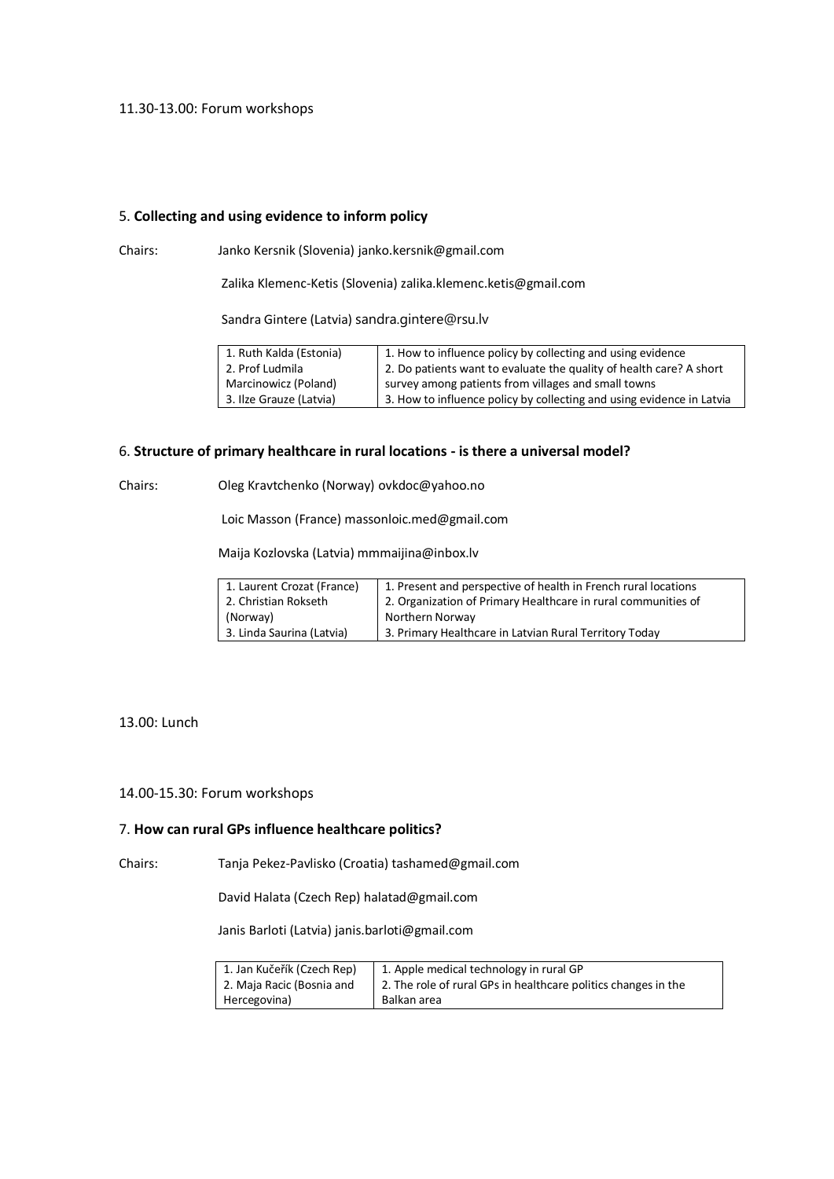11.30-13.00: Forum workshops

5. **Collecting and using evidence to inform policy**

Chairs: Janko Kersnik (Slovenia) janko.kersnik@gmail.com

Zalika Klemenc-Ketis (Slovenia) zalika.klemenc.ketis@gmail.com

Sandra Gintere (Latvia) sandra.gintere@rsu.lv

| | |
|---|---|
| 1. Ruth Kalda (Estonia) | 1. How to influence policy by collecting and using evidence |
| 2. Prof Ludmila Marcinowicz (Poland) | 2. Do patients want to evaluate the quality of health care? A short survey among patients from villages and small towns |
| 3. Ilze Grauze (Latvia) | 3. How to influence policy by collecting and using evidence in Latvia |

6. **Structure of primary healthcare in rural locations - is there a universal model?**

Chairs: Oleg Kravtchenko (Norway) ovkdoc@yahoo.no

Loic Masson (France) massonloic.med@gmail.com

Maija Kozlovska (Latvia) mmmaijina@inbox.lv

| | |
|---|---|
| 1. Laurent Crozat (France) | 1. Present and perspective of health in French rural locations |
| 2. Christian Rokseth (Norway) | 2. Organization of Primary Healthcare in rural communities of Northern Norway |
| 3. Linda Saurina (Latvia) | 3. Primary Healthcare in Latvian Rural Territory Today |

13.00: Lunch

14.00-15.30: Forum workshops

7. **How can rural GPs influence healthcare politics?**

Chairs: Tanja Pekez-Pavlisko (Croatia) tashamed@gmail.com

David Halata (Czech Rep) halatad@gmail.com

Janis Barloti (Latvia) janis.barloti@gmail.com

| | |
|---|---|
| 1. Jan Kučeřík (Czech Rep) | 1. Apple medical technology in rural GP |
| 2. Maja Racic (Bosnia and Hercegovina) | 2. The role of rural GPs in healthcare politics changes in the Balkan area |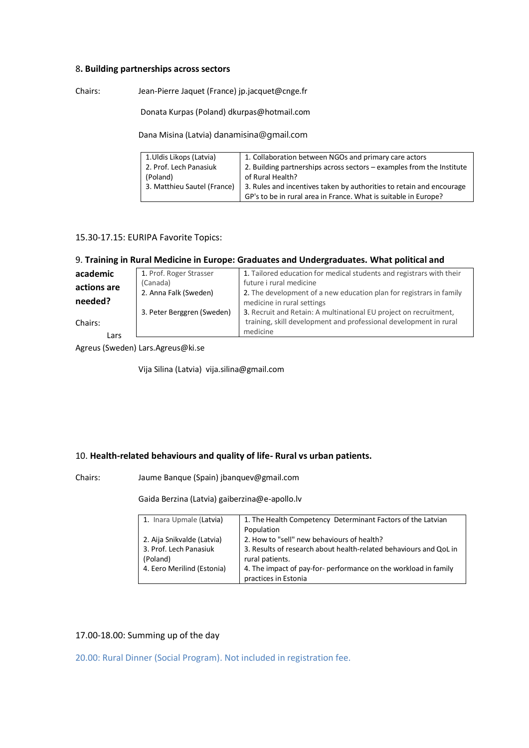### 8. **Building partnerships across sectors**

Chairs: Jean-Pierre Jaquet (France) jp.jacquet@cnge.fr

Donata Kurpas (Poland) dkurpas@hotmail.com

Dana Misina (Latvia) danamisina@gmail.com

| | |
|---|---|
| 1. Uldis Likops (Latvia)<br>2. Prof. Lech Panasiuk (Poland)<br>3. Matthieu Sautel (France) | 1. Collaboration between NGOs and primary care actors<br>2. Building partnerships across sectors – examples from the Institute of Rural Health?<br>3. Rules and incentives taken by authorities to retain and encourage GP's to be in rural area in France. What is suitable in Europe? |

15.30-17.15: EURIPA Favorite Topics:

### 9. **Training in Rural Medicine in Europe: Graduates and Undergraduates. What political and academic actions are needed?**

| | |
|---|---|
| 1. Prof. Roger Strasser (Canada) | 1. Tailored education for medical students and registrars with their future i rural medicine |
| 2. Anna Falk (Sweden) | 2. The development of a new education plan for registrars in family medicine in rural settings |
| 3. Peter Berggren (Sweden) | 3. Recruit and Retain: A multinational EU project on recruitment, training, skill development and professional development in rural medicine |

Chairs: Lars Agreus (Sweden) Lars.Agreus@ki.se

Vija Silina (Latvia) vija.silina@gmail.com

### 10. **Health-related behaviours and quality of life- Rural vs urban patients.**

Chairs: Jaume Banque (Spain) jbanquev@gmail.com

Gaida Berzina (Latvia) gaiberzina@e-apollo.lv

| | |
|---|---|
| 1. Inara Upmale (Latvia) | 1. The Health Competency Determinant Factors of the Latvian Population |
| 2. Aija Snikvalde (Latvia) | 2. How to "sell" new behaviours of health? |
| 3. Prof. Lech Panasiuk (Poland) | 3. Results of research about health-related behaviours and QoL in rural patients. |
| 4. Eero Merilind (Estonia) | 4. The impact of pay-for- performance on the workload in family practices in Estonia |

17.00-18.00: Summing up of the day

20.00: Rural Dinner (Social Program). Not included in registration fee.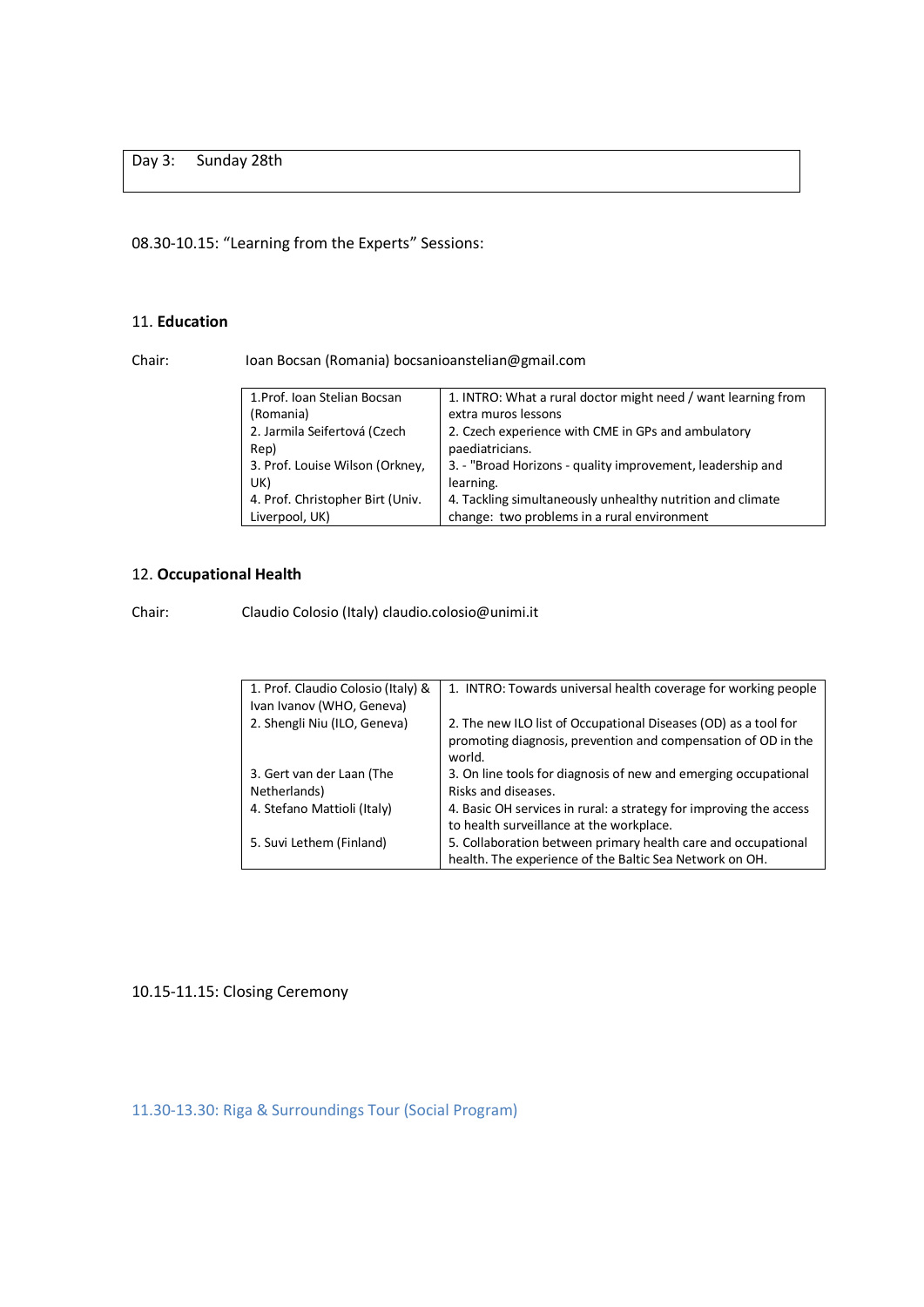| Day 3: | Sunday 28th |
| --- | --- |

08.30-10.15: "Learning from the Experts" Sessions:

### 11. **Education**

Chair: Ioan Bocsan (Romania) bocsanioanstelian@gmail.com

| | |
| --- | --- |
| 1.Prof. Ioan Stelian Bocsan (Romania) | 1. INTRO: What a rural doctor might need / want learning from extra muros lessons |
| 2. Jarmila Seifertová (Czech Rep) | 2. Czech experience with CME in GPs and ambulatory paediatricians. |
| 3. Prof. Louise Wilson (Orkney, UK) | 3. - "Broad Horizons - quality improvement, leadership and learning. |
| 4. Prof. Christopher Birt (Univ. Liverpool, UK) | 4. Tackling simultaneously unhealthy nutrition and climate change: two problems in a rural environment |

### 12. **Occupational Health**

Chair: Claudio Colosio (Italy) claudio.colosio@unimi.it

| | |
| --- | --- |
| 1. Prof. Claudio Colosio (Italy) & Ivan Ivanov (WHO, Geneva) | 1. INTRO: Towards universal health coverage for working people |
| 2. Shengli Niu (ILO, Geneva) | 2. The new ILO list of Occupational Diseases (OD) as a tool for promoting diagnosis, prevention and compensation of OD in the world. |
| 3. Gert van der Laan (The Netherlands) | 3. On line tools for diagnosis of new and emerging occupational Risks and diseases. |
| 4. Stefano Mattioli (Italy) | 4. Basic OH services in rural: a strategy for improving the access to health surveillance at the workplace. |
| 5. Suvi Lethem (Finland) | 5. Collaboration between primary health care and occupational health. The experience of the Baltic Sea Network on OH. |

10.15-11.15: Closing Ceremony

11.30-13.30: Riga & Surroundings Tour (Social Program)